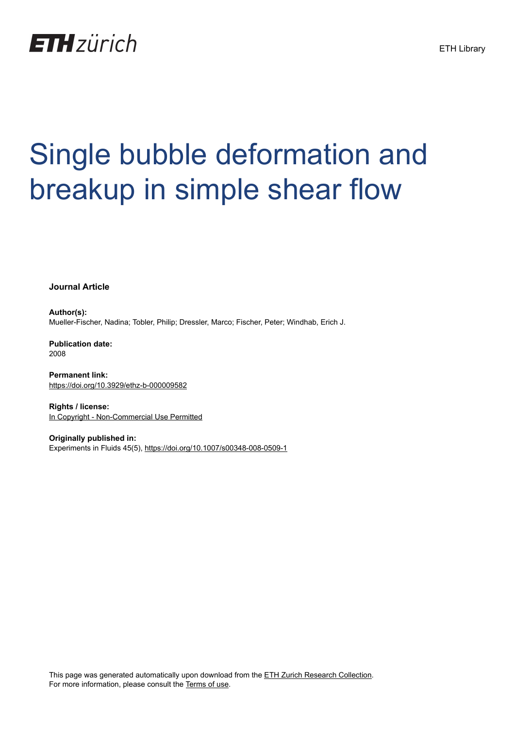ETH zürich

ETH Library

# Single bubble deformation and breakup in simple shear flow

**Journal Article**

**Author(s):**
Mueller-Fischer, Nadina; Tobler, Philip; Dressler, Marco; Fischer, Peter; Windhab, Erich J.

**Publication date:**
2008

**Permanent link:**
https://doi.org/10.3929/ethz-b-000009582

**Rights / license:**
In Copyright - Non-Commercial Use Permitted

**Originally published in:**
Experiments in Fluids 45(5), https://doi.org/10.1007/s00348-008-0509-1

This page was generated automatically upon download from the ETH Zurich Research Collection.
For more information, please consult the Terms of use.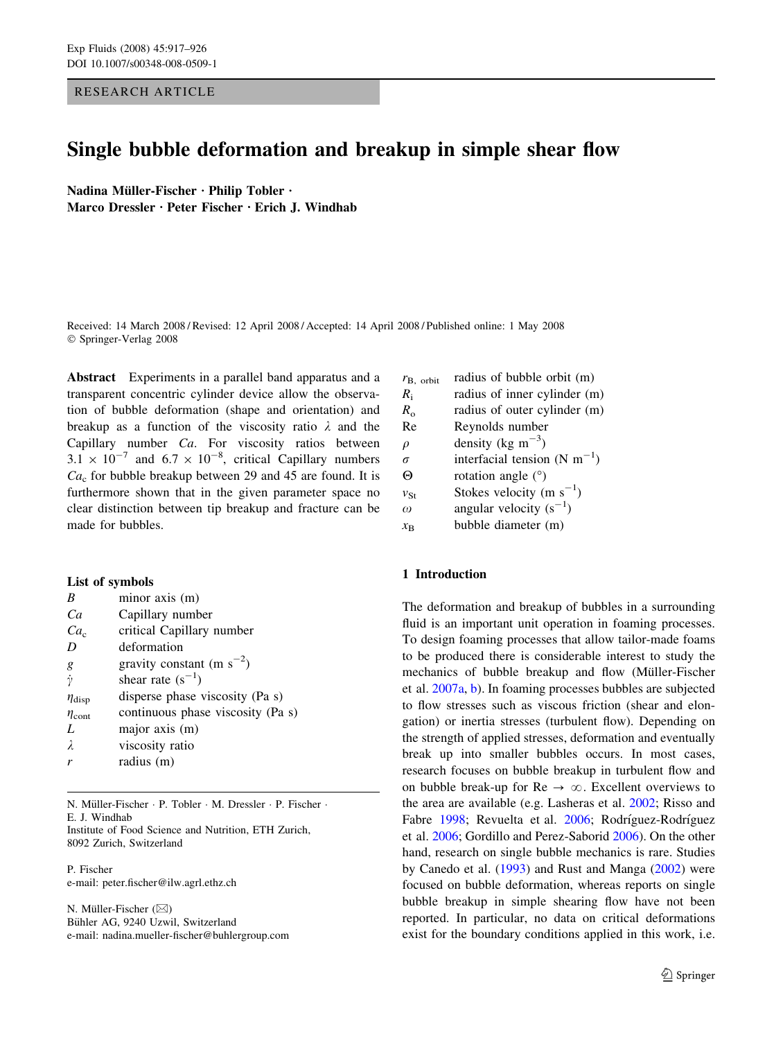RESEARCH ARTICLE

# Single bubble deformation and breakup in simple shear flow

**Nadina Müller-Fischer · Philip Tobler · Marco Dressler · Peter Fischer · Erich J. Windhab**

Received: 14 March 2008 / Revised: 12 April 2008 / Accepted: 14 April 2008 / Published online: 1 May 2008
© Springer-Verlag 2008

**Abstract** Experiments in a parallel band apparatus and a transparent concentric cylinder device allow the observation of bubble deformation (shape and orientation) and breakup as a function of the viscosity ratio $\lambda$ and the Capillary number $Ca$. For viscosity ratios between $3.1 \times 10^{-7}$ and $6.7 \times 10^{-8}$, critical Capillary numbers $Ca_c$ for bubble breakup between 29 and 45 are found. It is furthermore shown that in the given parameter space no clear distinction between tip breakup and fracture can be made for bubbles.

### List of symbols

| | |
|---|---|
| $B$ | minor axis (m) |
| $Ca$ | Capillary number |
| $Ca_c$ | critical Capillary number |
| $D$ | deformation |
| $g$ | gravity constant (m s$^{-2}$) |
| $\dot{\gamma}$ | shear rate (s$^{-1}$) |
| $\eta_{disp}$ | disperse phase viscosity (Pa s) |
| $\eta_{cont}$ | continuous phase viscosity (Pa s) |
| $L$ | major axis (m) |
| $\lambda$ | viscosity ratio |
| $r$ | radius (m) |
| $r_{B,\ orbit}$ | radius of bubble orbit (m) |
| $R_i$ | radius of inner cylinder (m) |
| $R_o$ | radius of outer cylinder (m) |
| Re | Reynolds number |
| $\rho$ | density (kg m$^{-3}$) |
| $\sigma$ | interfacial tension (N m$^{-1}$) |
| $\Theta$ | rotation angle (°) |
| $v_{St}$ | Stokes velocity (m s$^{-1}$) |
| $\omega$ | angular velocity (s$^{-1}$) |
| $x_B$ | bubble diameter (m) |

N. Müller-Fischer · P. Tobler · M. Dressler · P. Fischer · E. J. Windhab
Institute of Food Science and Nutrition, ETH Zurich, 8092 Zurich, Switzerland

P. Fischer
e-mail: peter.fischer@ilw.agrl.ethz.ch

N. Müller-Fischer (✉)
Bühler AG, 9240 Uzwil, Switzerland
e-mail: nadina.mueller-fischer@buhlergroup.com

## 1 Introduction

The deformation and breakup of bubbles in a surrounding fluid is an important unit operation in foaming processes. To design foaming processes that allow tailor-made foams to be produced there is considerable interest to study the mechanics of bubble breakup and flow (Müller-Fischer et al. 2007a, b). In foaming processes bubbles are subjected to flow stresses such as viscous friction (shear and elongation) or inertia stresses (turbulent flow). Depending on the strength of applied stresses, deformation and eventually break up into smaller bubbles occurs. In most cases, research focuses on bubble breakup in turbulent flow and on bubble break-up for Re $\rightarrow \infty$. Excellent overviews to the area are available (e.g. Lasheras et al. 2002; Risso and Fabre 1998; Revuelta et al. 2006; Rodríguez-Rodríguez et al. 2006; Gordillo and Perez-Saborid 2006). On the other hand, research on single bubble mechanics is rare. Studies by Canedo et al. (1993) and Rust and Manga (2002) were focused on bubble deformation, whereas reports on single bubble breakup in simple shearing flow have not been reported. In particular, no data on critical deformations exist for the boundary conditions applied in this work, i.e.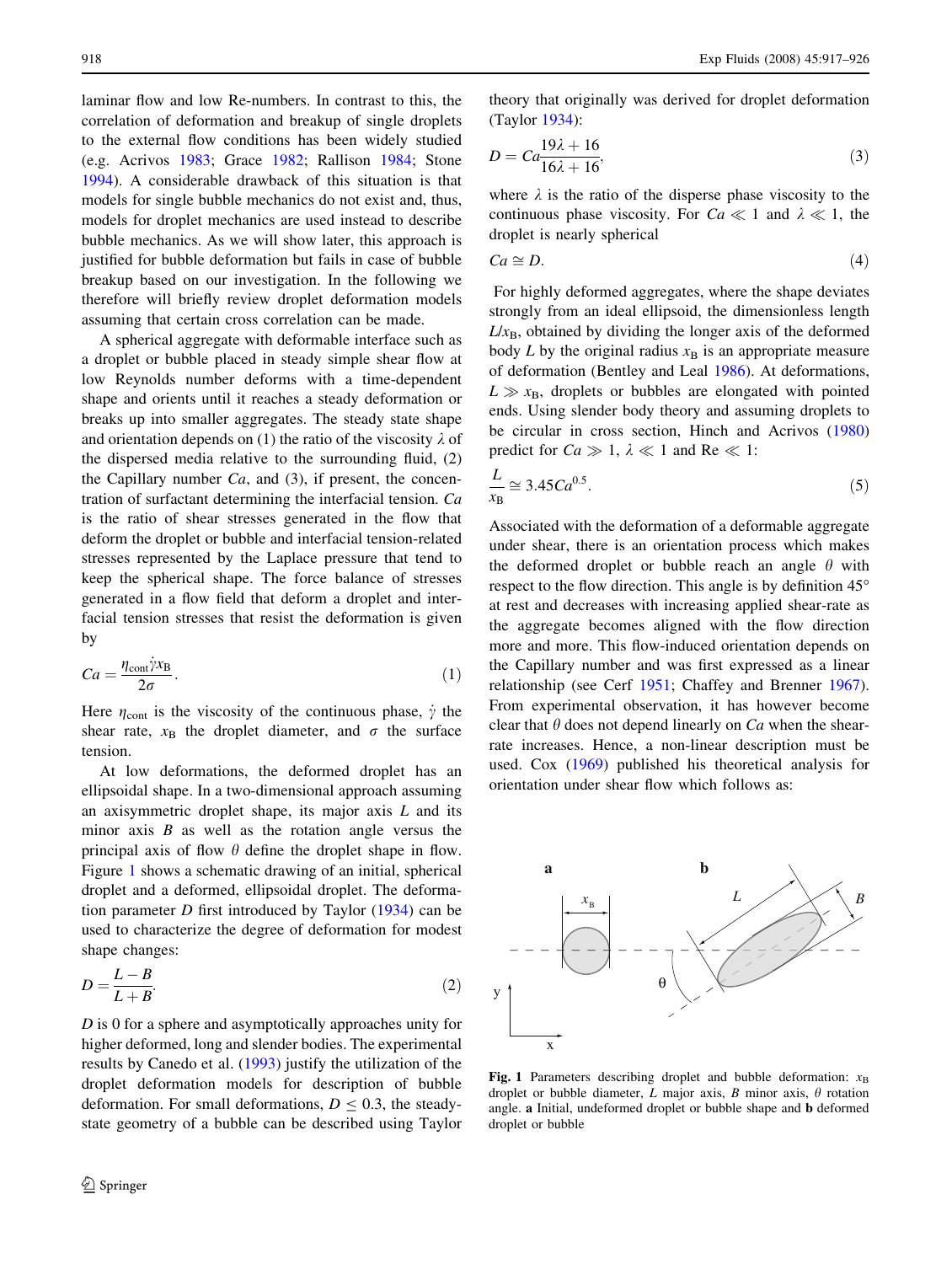laminar flow and low Re-numbers. In contrast to this, the correlation of deformation and breakup of single droplets to the external flow conditions has been widely studied (e.g. Acrivos 1983; Grace 1982; Rallison 1984; Stone 1994). A considerable drawback of this situation is that models for single bubble mechanics do not exist and, thus, models for droplet mechanics are used instead to describe bubble mechanics. As we will show later, this approach is justified for bubble deformation but fails in case of bubble breakup based on our investigation. In the following we therefore will briefly review droplet deformation models assuming that certain cross correlation can be made.

A spherical aggregate with deformable interface such as a droplet or bubble placed in steady simple shear flow at low Reynolds number deforms with a time-dependent shape and orients until it reaches a steady deformation or breaks up into smaller aggregates. The steady state shape and orientation depends on (1) the ratio of the viscosity $\lambda$ of the dispersed media relative to the surrounding fluid, (2) the Capillary number $Ca$, and (3), if present, the concentration of surfactant determining the interfacial tension. $Ca$ is the ratio of shear stresses generated in the flow that deform the droplet or bubble and interfacial tension-related stresses represented by the Laplace pressure that tend to keep the spherical shape. The force balance of stresses generated in a flow field that deform a droplet and interfacial tension stresses that resist the deformation is given by

$$Ca = \frac{\eta_{\text{cont}} \dot{\gamma} x_{\text{B}}}{2\sigma}. \tag{1}$$

Here $\eta_{\text{cont}}$ is the viscosity of the continuous phase, $\dot{\gamma}$ the shear rate, $x_{\text{B}}$ the droplet diameter, and $\sigma$ the surface tension.

At low deformations, the deformed droplet has an ellipsoidal shape. In a two-dimensional approach assuming an axisymmetric droplet shape, its major axis $L$ and its minor axis $B$ as well as the rotation angle versus the principal axis of flow $\theta$ define the droplet shape in flow. Figure 1 shows a schematic drawing of an initial, spherical droplet and a deformed, ellipsoidal droplet. The deformation parameter $D$ first introduced by Taylor (1934) can be used to characterize the degree of deformation for modest shape changes:

$$D = \frac{L - B}{L + B}. \tag{2}$$

$D$ is 0 for a sphere and asymptotically approaches unity for higher deformed, long and slender bodies. The experimental results by Canedo et al. (1993) justify the utilization of the droplet deformation models for description of bubble deformation. For small deformations, $D \leq 0.3$, the steady-state geometry of a bubble can be described using Taylor theory that originally was derived for droplet deformation (Taylor 1934):

$$D = Ca \frac{19\lambda + 16}{16\lambda + 16}, \tag{3}$$

where $\lambda$ is the ratio of the disperse phase viscosity to the continuous phase viscosity. For $Ca \ll 1$ and $\lambda \ll 1$, the droplet is nearly spherical

$$Ca \cong D. \tag{4}$$

For highly deformed aggregates, where the shape deviates strongly from an ideal ellipsoid, the dimensionless length $L/x_{\text{B}}$, obtained by dividing the longer axis of the deformed body $L$ by the original radius $x_{\text{B}}$ is an appropriate measure of deformation (Bentley and Leal 1986). At deformations, $L \gg x_{\text{B}}$, droplets or bubbles are elongated with pointed ends. Using slender body theory and assuming droplets to be circular in cross section, Hinch and Acrivos (1980) predict for $Ca \gg 1$, $\lambda \ll 1$ and $\text{Re} \ll 1$:

$$\frac{L}{x_{\text{B}}} \cong 3.45 Ca^{0.5}. \tag{5}$$

Associated with the deformation of a deformable aggregate under shear, there is an orientation process which makes the deformed droplet or bubble reach an angle $\theta$ with respect to the flow direction. This angle is by definition 45° at rest and decreases with increasing applied shear-rate as the aggregate becomes aligned with the flow direction more and more. This flow-induced orientation depends on the Capillary number and was first expressed as a linear relationship (see Cerf 1951; Chaffey and Brenner 1967). From experimental observation, it has however become clear that $\theta$ does not depend linearly on $Ca$ when the shear-rate increases. Hence, a non-linear description must be used. Cox (1969) published his theoretical analysis for orientation under shear flow which follows as:

**Fig. 1** Parameters describing droplet and bubble deformation: $x_{\text{B}}$ droplet or bubble diameter, $L$ major axis, $B$ minor axis, $\theta$ rotation angle. **a** Initial, undeformed droplet or bubble shape and **b** deformed droplet or bubble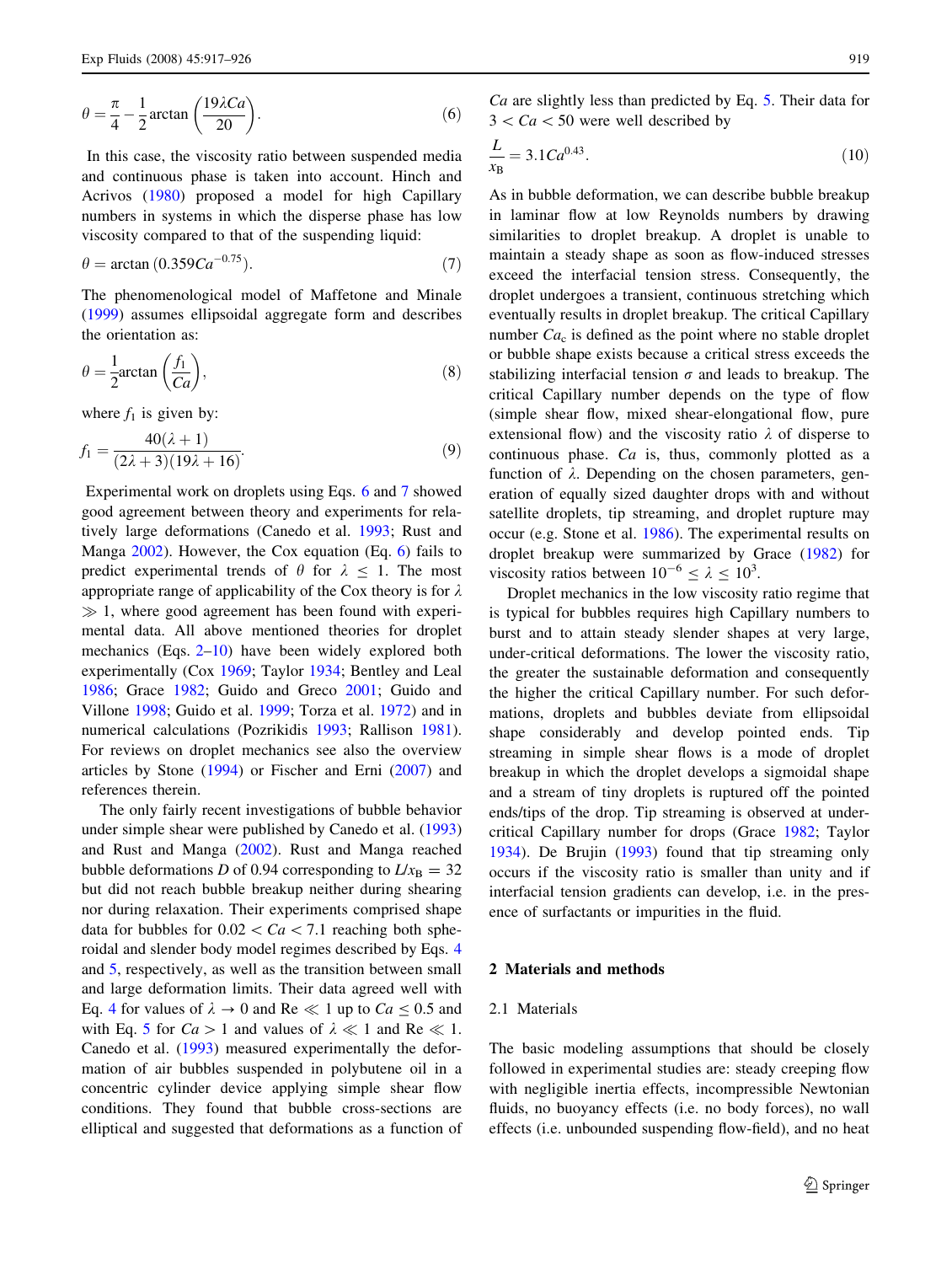$$\theta = \frac{\pi}{4} - \frac{1}{2}\arctan\left(\frac{19\lambda Ca}{20}\right). \tag{6}$$

In this case, the viscosity ratio between suspended media and continuous phase is taken into account. Hinch and Acrivos (1980) proposed a model for high Capillary numbers in systems in which the disperse phase has low viscosity compared to that of the suspending liquid:

$$\theta = \arctan\left(0.359Ca^{-0.75}\right). \tag{7}$$

The phenomenological model of Maffetone and Minale (1999) assumes ellipsoidal aggregate form and describes the orientation as:

$$\theta = \frac{1}{2}\arctan\left(\frac{f_1}{Ca}\right), \tag{8}$$

where $f_1$ is given by:

$$f_1 = \frac{40(\lambda + 1)}{(2\lambda + 3)(19\lambda + 16)}. \tag{9}$$

Experimental work on droplets using Eqs. 6 and 7 showed good agreement between theory and experiments for relatively large deformations (Canedo et al. 1993; Rust and Manga 2002). However, the Cox equation (Eq. 6) fails to predict experimental trends of $\theta$ for $\lambda \leq 1$. The most appropriate range of applicability of the Cox theory is for $\lambda \gg 1$, where good agreement has been found with experimental data. All above mentioned theories for droplet mechanics (Eqs. 2–10) have been widely explored both experimentally (Cox 1969; Taylor 1934; Bentley and Leal 1986; Grace 1982; Guido and Greco 2001; Guido and Villone 1998; Guido et al. 1999; Torza et al. 1972) and in numerical calculations (Pozrikidis 1993; Rallison 1981). For reviews on droplet mechanics see also the overview articles by Stone (1994) or Fischer and Erni (2007) and references therein.

The only fairly recent investigations of bubble behavior under simple shear were published by Canedo et al. (1993) and Rust and Manga (2002). Rust and Manga reached bubble deformations $D$ of 0.94 corresponding to $L/x_B = 32$ but did not reach bubble breakup neither during shearing nor during relaxation. Their experiments comprised shape data for bubbles for $0.02 < Ca < 7.1$ reaching both spheroidal and slender body model regimes described by Eqs. 4 and 5, respectively, as well as the transition between small and large deformation limits. Their data agreed well with Eq. 4 for values of $\lambda \to 0$ and $Re \ll 1$ up to $Ca \leq 0.5$ and with Eq. 5 for $Ca > 1$ and values of $\lambda \ll 1$ and $Re \ll 1$. Canedo et al. (1993) measured experimentally the deformation of air bubbles suspended in polybutene oil in a concentric cylinder device applying simple shear flow conditions. They found that bubble cross-sections are elliptical and suggested that deformations as a function of $Ca$ are slightly less than predicted by Eq. 5. Their data for $3 < Ca < 50$ were well described by

$$\frac{L}{x_B} = 3.1Ca^{0.43}. \tag{10}$$

As in bubble deformation, we can describe bubble breakup in laminar flow at low Reynolds numbers by drawing similarities to droplet breakup. A droplet is unable to maintain a steady shape as soon as flow-induced stresses exceed the interfacial tension stress. Consequently, the droplet undergoes a transient, continuous stretching which eventually results in droplet breakup. The critical Capillary number $Ca_c$ is defined as the point where no stable droplet or bubble shape exists because a critical stress exceeds the stabilizing interfacial tension $\sigma$ and leads to breakup. The critical Capillary number depends on the type of flow (simple shear flow, mixed shear-elongational flow, pure extensional flow) and the viscosity ratio $\lambda$ of disperse to continuous phase. $Ca$ is, thus, commonly plotted as a function of $\lambda$. Depending on the chosen parameters, generation of equally sized daughter drops with and without satellite droplets, tip streaming, and droplet rupture may occur (e.g. Stone et al. 1986). The experimental results on droplet breakup were summarized by Grace (1982) for viscosity ratios between $10^{-6} \leq \lambda \leq 10^{3}$.

Droplet mechanics in the low viscosity ratio regime that is typical for bubbles requires high Capillary numbers to burst and to attain steady slender shapes at very large, under-critical deformations. The lower the viscosity ratio, the greater the sustainable deformation and consequently the higher the critical Capillary number. For such deformations, droplets and bubbles deviate from ellipsoidal shape considerably and develop pointed ends. Tip streaming in simple shear flows is a mode of droplet breakup in which the droplet develops a sigmoidal shape and a stream of tiny droplets is ruptured off the pointed ends/tips of the drop. Tip streaming is observed at under-critical Capillary number for drops (Grace 1982; Taylor 1934). De Brujin (1993) found that tip streaming only occurs if the viscosity ratio is smaller than unity and if interfacial tension gradients can develop, i.e. in the presence of surfactants or impurities in the fluid.

## 2 Materials and methods

### 2.1 Materials

The basic modeling assumptions that should be closely followed in experimental studies are: steady creeping flow with negligible inertia effects, incompressible Newtonian fluids, no buoyancy effects (i.e. no body forces), no wall effects (i.e. unbounded suspending flow-field), and no heat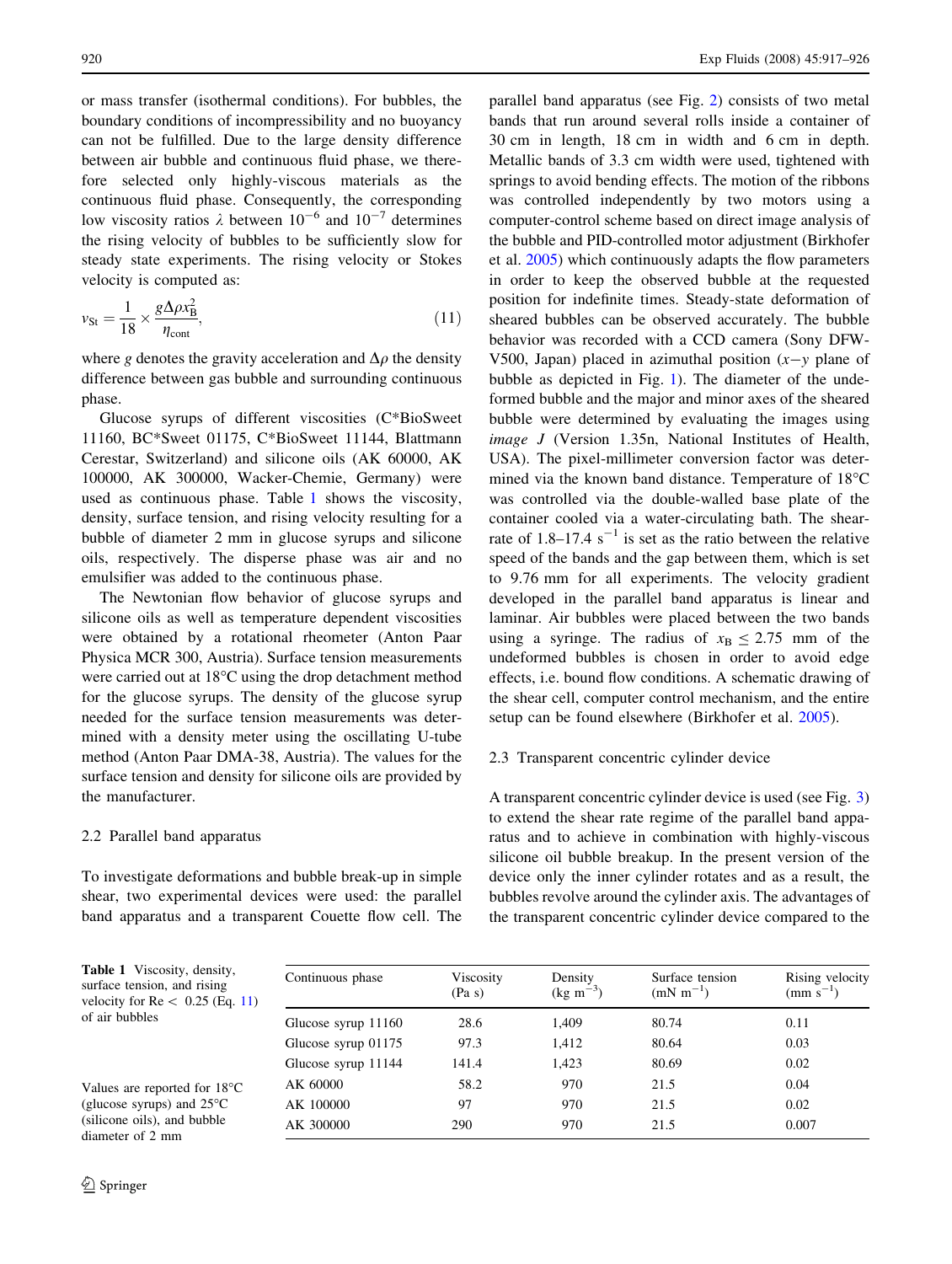or mass transfer (isothermal conditions). For bubbles, the boundary conditions of incompressibility and no buoyancy can not be fulfilled. Due to the large density difference between air bubble and continuous fluid phase, we therefore selected only highly-viscous materials as the continuous fluid phase. Consequently, the corresponding low viscosity ratios $\lambda$ between $10^{-6}$ and $10^{-7}$ determines the rising velocity of bubbles to be sufficiently slow for steady state experiments. The rising velocity or Stokes velocity is computed as:

$$v_{\mathrm{St}} = \frac{1}{18} \times \frac{g \Delta\rho x_{\mathrm{B}}^{2}}{\eta_{\mathrm{cont}}}, \tag{11}$$

where $g$ denotes the gravity acceleration and $\Delta\rho$ the density difference between gas bubble and surrounding continuous phase.

Glucose syrups of different viscosities (C*BioSweet 11160, BC*Sweet 01175, C*BioSweet 11144, Blattmann Cerestar, Switzerland) and silicone oils (AK 60000, AK 100000, AK 300000, Wacker-Chemie, Germany) were used as continuous phase. Table 1 shows the viscosity, density, surface tension, and rising velocity resulting for a bubble of diameter 2 mm in glucose syrups and silicone oils, respectively. The disperse phase was air and no emulsifier was added to the continuous phase.

The Newtonian flow behavior of glucose syrups and silicone oils as well as temperature dependent viscosities were obtained by a rotational rheometer (Anton Paar Physica MCR 300, Austria). Surface tension measurements were carried out at 18°C using the drop detachment method for the glucose syrups. The density of the glucose syrup needed for the surface tension measurements was determined with a density meter using the oscillating U-tube method (Anton Paar DMA-38, Austria). The values for the surface tension and density for silicone oils are provided by the manufacturer.

### 2.2 Parallel band apparatus

To investigate deformations and bubble break-up in simple shear, two experimental devices were used: the parallel band apparatus and a transparent Couette flow cell. The parallel band apparatus (see Fig. 2) consists of two metal bands that run around several rolls inside a container of 30 cm in length, 18 cm in width and 6 cm in depth. Metallic bands of 3.3 cm width were used, tightened with springs to avoid bending effects. The motion of the ribbons was controlled independently by two motors using a computer-control scheme based on direct image analysis of the bubble and PID-controlled motor adjustment (Birkhofer et al. 2005) which continuously adapts the flow parameters in order to keep the observed bubble at the requested position for indefinite times. Steady-state deformation of sheared bubbles can be observed accurately. The bubble behavior was recorded with a CCD camera (Sony DFW-V500, Japan) placed in azimuthal position ($x$−$y$ plane of bubble as depicted in Fig. 1). The diameter of the undeformed bubble and the major and minor axes of the sheared bubble were determined by evaluating the images using *image J* (Version 1.35n, National Institutes of Health, USA). The pixel-millimeter conversion factor was determined via the known band distance. Temperature of 18°C was controlled via the double-walled base plate of the container cooled via a water-circulating bath. The shear-rate of 1.8–17.4 $\mathrm{s}^{-1}$ is set as the ratio between the relative speed of the bands and the gap between them, which is set to 9.76 mm for all experiments. The velocity gradient developed in the parallel band apparatus is linear and laminar. Air bubbles were placed between the two bands using a syringe. The radius of $x_{\mathrm{B}} \leq 2.75$ mm of the undeformed bubbles is chosen in order to avoid edge effects, i.e. bound flow conditions. A schematic drawing of the shear cell, computer control mechanism, and the entire setup can be found elsewhere (Birkhofer et al. 2005).

### 2.3 Transparent concentric cylinder device

A transparent concentric cylinder device is used (see Fig. 3) to extend the shear rate regime of the parallel band apparatus and to achieve in combination with highly-viscous silicone oil bubble breakup. In the present version of the device only the inner cylinder rotates and as a result, the bubbles revolve around the cylinder axis. The advantages of the transparent concentric cylinder device compared to the

**Table 1** Viscosity, density, surface tension, and rising velocity for Re < 0.25 (Eq. 11) of air bubbles

| Continuous phase | Viscosity (Pa s) | Density (kg $\mathrm{m}^{-3}$) | Surface tension (mN $\mathrm{m}^{-1}$) | Rising velocity (mm $\mathrm{s}^{-1}$) |
|---|---|---|---|---|
| Glucose syrup 11160 | 28.6 | 1,409 | 80.74 | 0.11 |
| Glucose syrup 01175 | 97.3 | 1,412 | 80.64 | 0.03 |
| Glucose syrup 11144 | 141.4 | 1,423 | 80.69 | 0.02 |
| AK 60000 | 58.2 | 970 | 21.5 | 0.04 |
| AK 100000 | 97 | 970 | 21.5 | 0.02 |
| AK 300000 | 290 | 970 | 21.5 | 0.007 |

Values are reported for 18°C (glucose syrups) and 25°C (silicone oils), and bubble diameter of 2 mm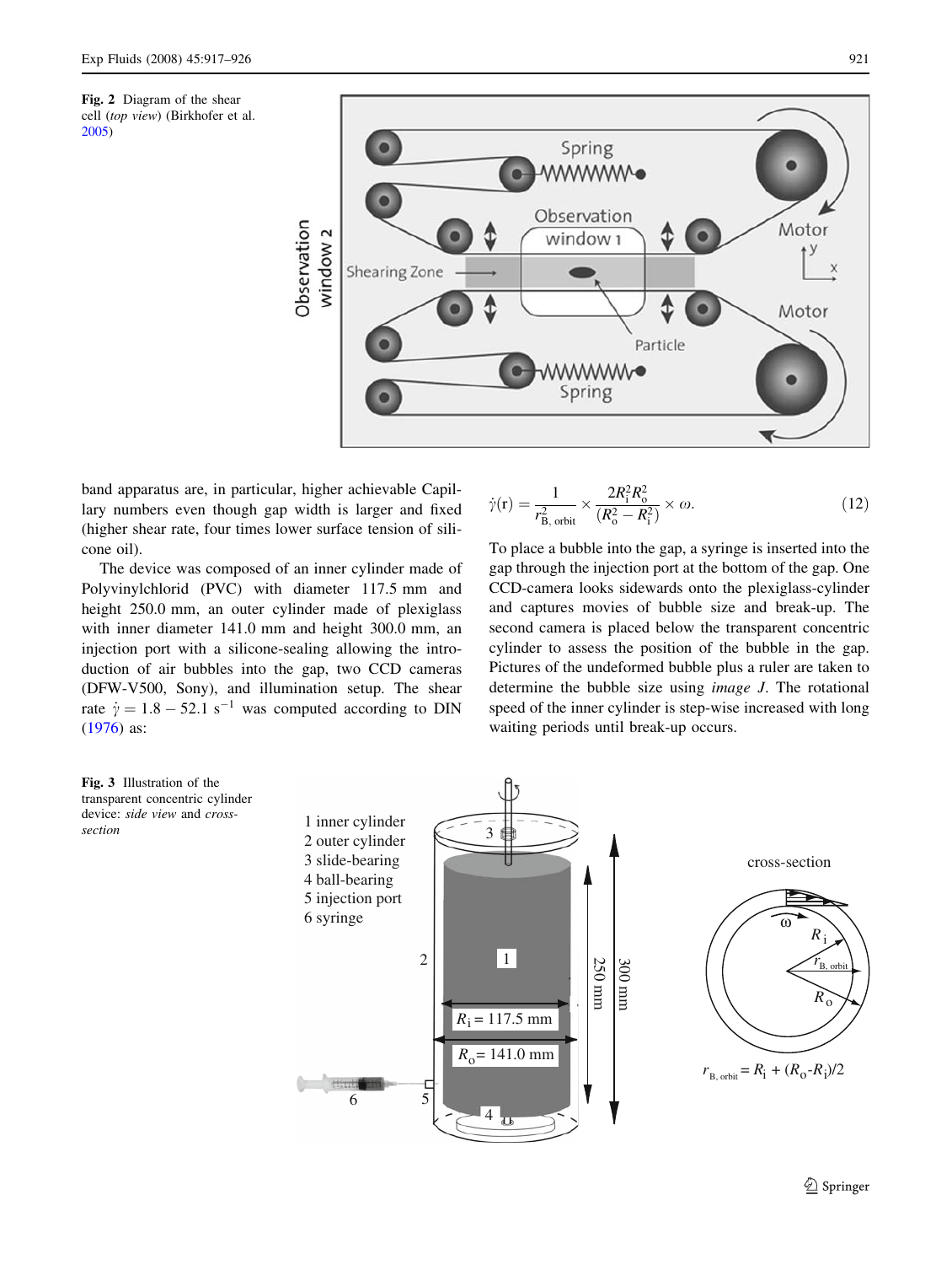**Fig. 2** Diagram of the shear cell (*top view*) (Birkhofer et al. 2005)

**Fig. 3** Illustration of the transparent concentric cylinder device: *side view* and *cross-section*

band apparatus are, in particular, higher achievable Capillary numbers even though gap width is larger and fixed (higher shear rate, four times lower surface tension of silicone oil).

The device was composed of an inner cylinder made of Polyvinylchlorid (PVC) with diameter 117.5 mm and height 250.0 mm, an outer cylinder made of plexiglass with inner diameter 141.0 mm and height 300.0 mm, an injection port with a silicone-sealing allowing the introduction of air bubbles into the gap, two CCD cameras (DFW-V500, Sony), and illumination setup. The shear rate $\dot{\gamma} = 1.8 - 52.1\ \mathrm{s}^{-1}$ was computed according to DIN (1976) as:

$$\dot{\gamma}(\mathrm{r}) = \frac{1}{r_{\mathrm{B,\,orbit}}^2} \times \frac{2R_i^2R_o^2}{(R_o^2 - R_i^2)} \times \omega. \tag{12}$$

To place a bubble into the gap, a syringe is inserted into the gap through the injection port at the bottom of the gap. One CCD-camera looks sidewards onto the plexiglass-cylinder and captures movies of bubble size and break-up. The second camera is placed below the transparent concentric cylinder to assess the position of the bubble in the gap. Pictures of the undeformed bubble plus a ruler are taken to determine the bubble size using *image J*. The rotational speed of the inner cylinder is step-wise increased with long waiting periods until break-up occurs.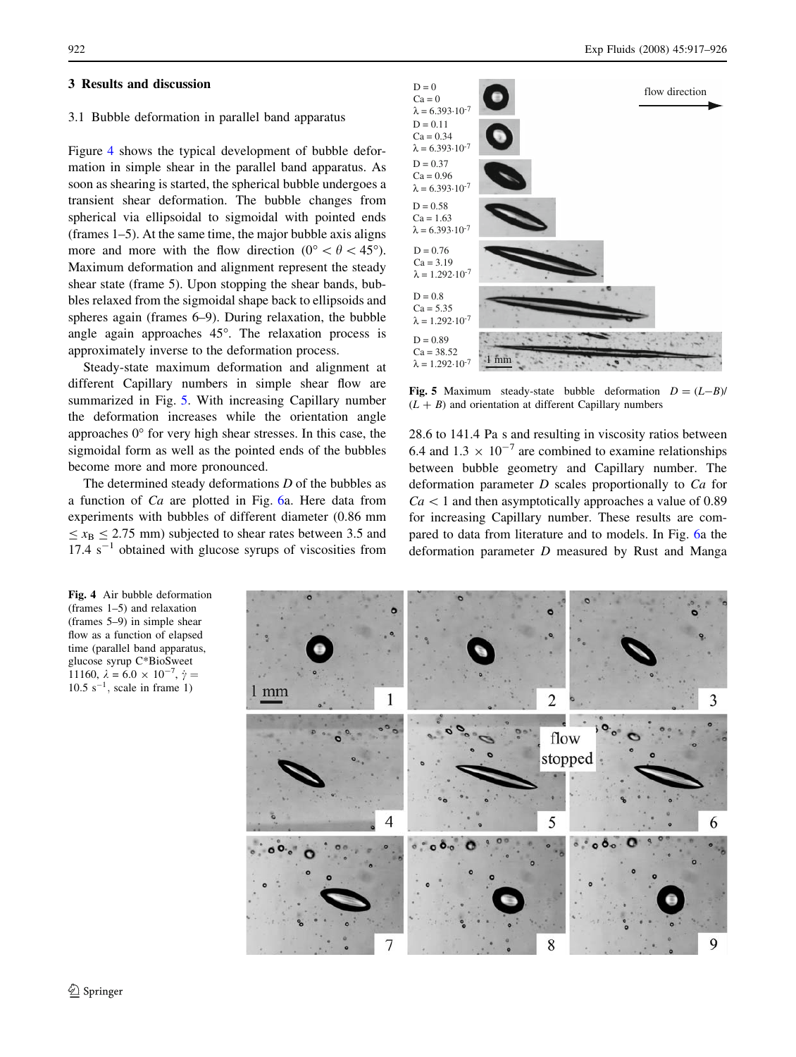## 3 Results and discussion

### 3.1 Bubble deformation in parallel band apparatus

Figure 4 shows the typical development of bubble deformation in simple shear in the parallel band apparatus. As soon as shearing is started, the spherical bubble undergoes a transient shear deformation. The bubble changes from spherical via ellipsoidal to sigmoidal with pointed ends (frames 1–5). At the same time, the major bubble axis aligns more and more with the flow direction ($0° < \theta < 45°$). Maximum deformation and alignment represent the steady shear state (frame 5). Upon stopping the shear bands, bubbles relaxed from the sigmoidal shape back to ellipsoids and spheres again (frames 6–9). During relaxation, the bubble angle again approaches 45°. The relaxation process is approximately inverse to the deformation process.

Steady-state maximum deformation and alignment at different Capillary numbers in simple shear flow are summarized in Fig. 5. With increasing Capillary number the deformation increases while the orientation angle approaches 0° for very high shear stresses. In this case, the sigmoidal form as well as the pointed ends of the bubbles become more and more pronounced.

The determined steady deformations *D* of the bubbles as a function of *Ca* are plotted in Fig. 6a. Here data from experiments with bubbles of different diameter (0.86 mm $\leq x_B \leq$ 2.75 mm) subjected to shear rates between 3.5 and 17.4 $s^{-1}$ obtained with glucose syrups of viscosities from 28.6 to 141.4 Pa s and resulting in viscosity ratios between 6.4 and 1.3 $\times$ $10^{-7}$ are combined to examine relationships between bubble geometry and Capillary number. The deformation parameter *D* scales proportionally to *Ca* for $Ca < 1$ and then asymptotically approaches a value of 0.89 for increasing Capillary number. These results are compared to data from literature and to models. In Fig. 6a the deformation parameter *D* measured by Rust and Manga

D = 0, Ca = 0, $\lambda = 6.393 \cdot 10^{-7}$
D = 0.11, Ca = 0.34, $\lambda = 6.393 \cdot 10^{-7}$
D = 0.37, Ca = 0.96, $\lambda = 6.393 \cdot 10^{-7}$
D = 0.58, Ca = 1.63, $\lambda = 6.393 \cdot 10^{-7}$
D = 0.76, Ca = 3.19, $\lambda = 1.292 \cdot 10^{-7}$
D = 0.8, Ca = 5.35, $\lambda = 1.292 \cdot 10^{-7}$
D = 0.89, Ca = 38.52, $\lambda = 1.292 \cdot 10^{-7}$

flow direction

1 mm

**Fig. 5** Maximum steady-state bubble deformation $D = (L-B)/(L+B)$ and orientation at different Capillary numbers

1 mm

flow stopped

**Fig. 4** Air bubble deformation (frames 1–5) and relaxation (frames 5–9) in simple shear flow as a function of elapsed time (parallel band apparatus, glucose syrup C*BioSweet 11160, $\lambda = 6.0 \times 10^{-7}$, $\dot{\gamma} = 10.5$ $s^{-1}$, scale in frame 1)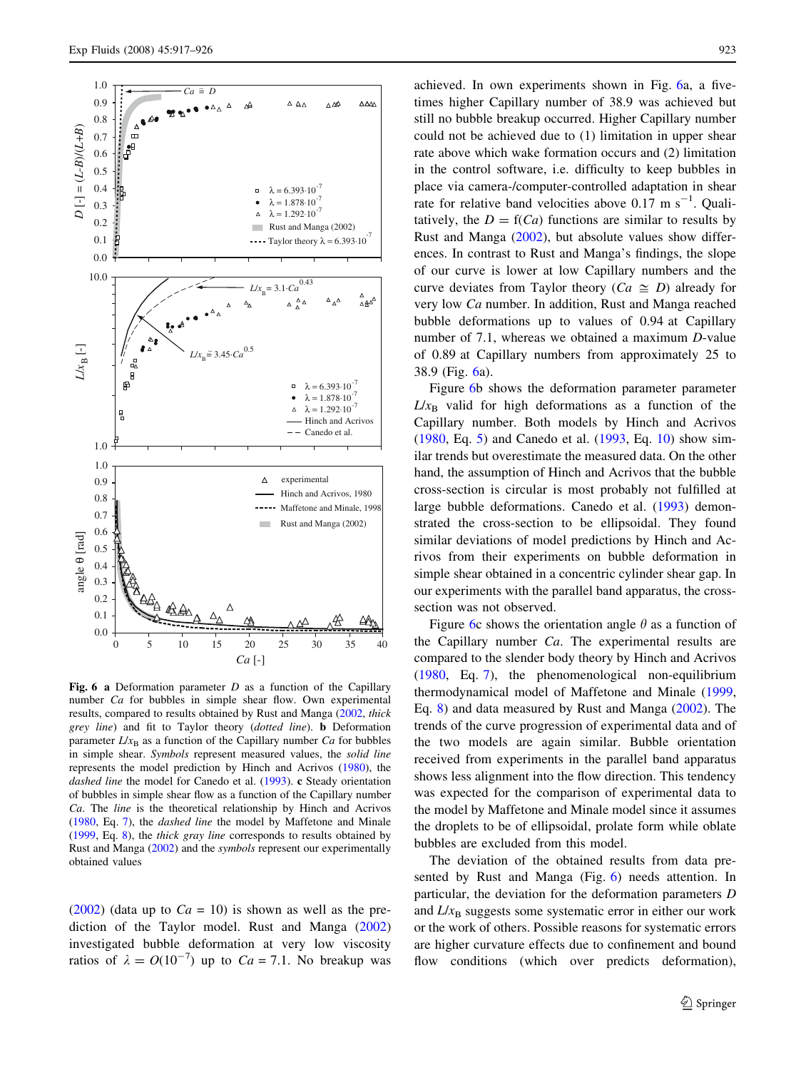**Fig. 6** **a** Deformation parameter $D$ as a function of the Capillary number $Ca$ for bubbles in simple shear flow. Own experimental results, compared to results obtained by Rust and Manga (2002, *thick grey line*) and fit to Taylor theory (*dotted line*). **b** Deformation parameter $L/x_B$ as a function of the Capillary number $Ca$ for bubbles in simple shear. *Symbols* represent measured values, the *solid line* represents the model prediction by Hinch and Acrivos (1980), the *dashed line* the model for Canedo et al. (1993). **c** Steady orientation of bubbles in simple shear flow as a function of the Capillary number $Ca$. The *line* is the theoretical relationship by Hinch and Acrivos (1980, Eq. 7), the *dashed line* the model by Maffetone and Minale (1999, Eq. 8), the *thick gray line* corresponds to results obtained by Rust and Manga (2002) and the *symbols* represent our experimentally obtained values

(2002) (data up to $Ca = 10$) is shown as well as the prediction of the Taylor model. Rust and Manga (2002) investigated bubble deformation at very low viscosity ratios of $\lambda = O(10^{-7})$ up to $Ca = 7.1$. No breakup was achieved. In own experiments shown in Fig. 6a, a five-times higher Capillary number of 38.9 was achieved but still no bubble breakup occurred. Higher Capillary number could not be achieved due to (1) limitation in upper shear rate above which wake formation occurs and (2) limitation in the control software, i.e. difficulty to keep bubbles in place via camera-/computer-controlled adaptation in shear rate for relative band velocities above 0.17 m s$^{-1}$. Qualitatively, the $D = f(Ca)$ functions are similar to results by Rust and Manga (2002), but absolute values show differences. In contrast to Rust and Manga's findings, the slope of our curve is lower at low Capillary numbers and the curve deviates from Taylor theory ($Ca \cong D$) already for very low $Ca$ number. In addition, Rust and Manga reached bubble deformations up to values of 0.94 at Capillary number of 7.1, whereas we obtained a maximum $D$-value of 0.89 at Capillary numbers from approximately 25 to 38.9 (Fig. 6a).

Figure 6b shows the deformation parameter parameter $L/x_B$ valid for high deformations as a function of the Capillary number. Both models by Hinch and Acrivos (1980, Eq. 5) and Canedo et al. (1993, Eq. 10) show similar trends but overestimate the measured data. On the other hand, the assumption of Hinch and Acrivos that the bubble cross-section is circular is most probably not fulfilled at large bubble deformations. Canedo et al. (1993) demonstrated the cross-section to be ellipsoidal. They found similar deviations of model predictions by Hinch and Acrivos from their experiments on bubble deformation in simple shear obtained in a concentric cylinder shear gap. In our experiments with the parallel band apparatus, the cross-section was not observed.

Figure 6c shows the orientation angle $\theta$ as a function of the Capillary number $Ca$. The experimental results are compared to the slender body theory by Hinch and Acrivos (1980, Eq. 7), the phenomenological non-equilibrium thermodynamical model of Maffetone and Minale (1999, Eq. 8) and data measured by Rust and Manga (2002). The trends of the curve progression of experimental data and of the two models are again similar. Bubble orientation received from experiments in the parallel band apparatus shows less alignment into the flow direction. This tendency was expected for the comparison of experimental data to the model by Maffetone and Minale model since it assumes the droplets to be of ellipsoidal, prolate form while oblate bubbles are excluded from this model.

The deviation of the obtained results from data presented by Rust and Manga (Fig. 6) needs attention. In particular, the deviation for the deformation parameters $D$ and $L/x_B$ suggests some systematic error in either our work or the work of others. Possible reasons for systematic errors are higher curvature effects due to confinement and bound flow conditions (which over predicts deformation),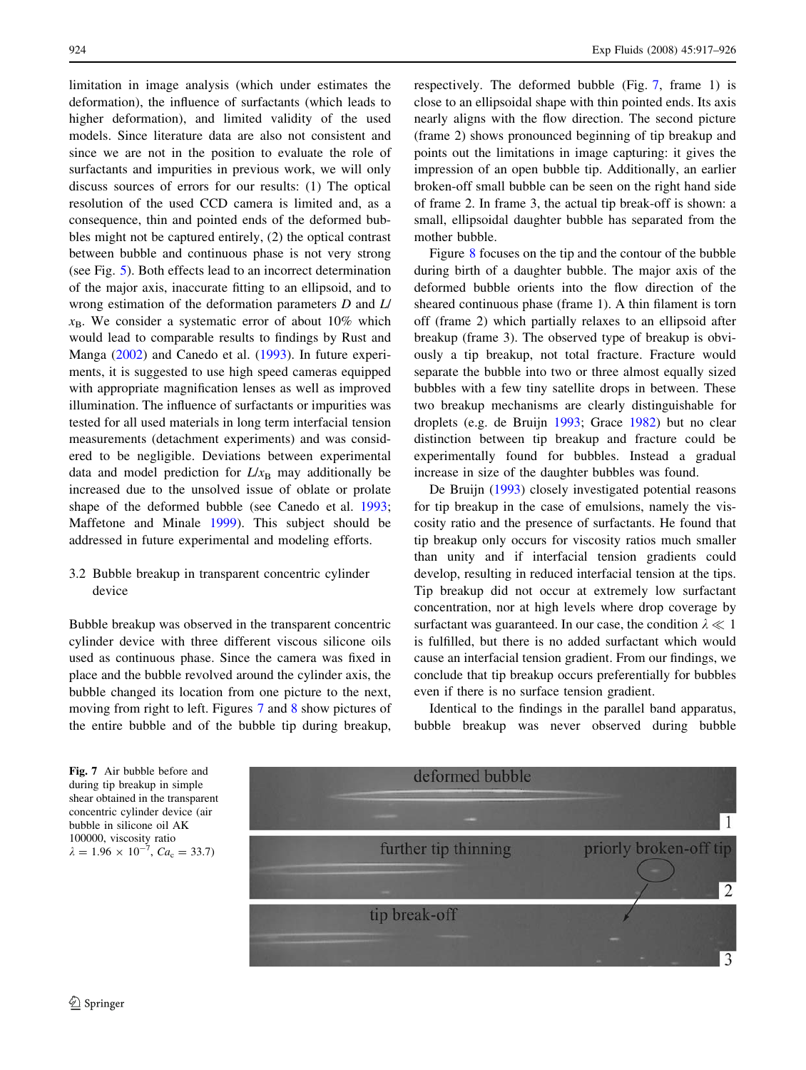limitation in image analysis (which under estimates the deformation), the influence of surfactants (which leads to higher deformation), and limited validity of the used models. Since literature data are also not consistent and since we are not in the position to evaluate the role of surfactants and impurities in previous work, we will only discuss sources of errors for our results: (1) The optical resolution of the used CCD camera is limited and, as a consequence, thin and pointed ends of the deformed bubbles might not be captured entirely, (2) the optical contrast between bubble and continuous phase is not very strong (see Fig. 5). Both effects lead to an incorrect determination of the major axis, inaccurate fitting to an ellipsoid, and to wrong estimation of the deformation parameters $D$ and $L/x_B$. We consider a systematic error of about 10% which would lead to comparable results to findings by Rust and Manga (2002) and Canedo et al. (1993). In future experiments, it is suggested to use high speed cameras equipped with appropriate magnification lenses as well as improved illumination. The influence of surfactants or impurities was tested for all used materials in long term interfacial tension measurements (detachment experiments) and was considered to be negligible. Deviations between experimental data and model prediction for $L/x_B$ may additionally be increased due to the unsolved issue of oblate or prolate shape of the deformed bubble (see Canedo et al. 1993; Maffetone and Minale 1999). This subject should be addressed in future experimental and modeling efforts.

### 3.2 Bubble breakup in transparent concentric cylinder device

Bubble breakup was observed in the transparent concentric cylinder device with three different viscous silicone oils used as continuous phase. Since the camera was fixed in place and the bubble revolved around the cylinder axis, the bubble changed its location from one picture to the next, moving from right to left. Figures 7 and 8 show pictures of the entire bubble and of the bubble tip during breakup, respectively. The deformed bubble (Fig. 7, frame 1) is close to an ellipsoidal shape with thin pointed ends. Its axis nearly aligns with the flow direction. The second picture (frame 2) shows pronounced beginning of tip breakup and points out the limitations in image capturing: it gives the impression of an open bubble tip. Additionally, an earlier broken-off small bubble can be seen on the right hand side of frame 2. In frame 3, the actual tip break-off is shown: a small, ellipsoidal daughter bubble has separated from the mother bubble.

Figure 8 focuses on the tip and the contour of the bubble during birth of a daughter bubble. The major axis of the deformed bubble orients into the flow direction of the sheared continuous phase (frame 1). A thin filament is torn off (frame 2) which partially relaxes to an ellipsoid after breakup (frame 3). The observed type of breakup is obviously a tip breakup, not total fracture. Fracture would separate the bubble into two or three almost equally sized bubbles with a few tiny satellite drops in between. These two breakup mechanisms are clearly distinguishable for droplets (e.g. de Bruijn 1993; Grace 1982) but no clear distinction between tip breakup and fracture could be experimentally found for bubbles. Instead a gradual increase in size of the daughter bubbles was found.

De Bruijn (1993) closely investigated potential reasons for tip breakup in the case of emulsions, namely the viscosity ratio and the presence of surfactants. He found that tip breakup only occurs for viscosity ratios much smaller than unity and if interfacial tension gradients could develop, resulting in reduced interfacial tension at the tips. Tip breakup did not occur at extremely low surfactant concentration, nor at high levels where drop coverage by surfactant was guaranteed. In our case, the condition $\lambda \ll 1$ is fulfilled, but there is no added surfactant which would cause an interfacial tension gradient. From our findings, we conclude that tip breakup occurs preferentially for bubbles even if there is no surface tension gradient.

Identical to the findings in the parallel band apparatus, bubble breakup was never observed during bubble

**Fig. 7** Air bubble before and during tip breakup in simple shear obtained in the transparent concentric cylinder device (air bubble in silicone oil AK 100000, viscosity ratio $\lambda = 1.96 \times 10^{-7}$, $Ca_c = 33.7$)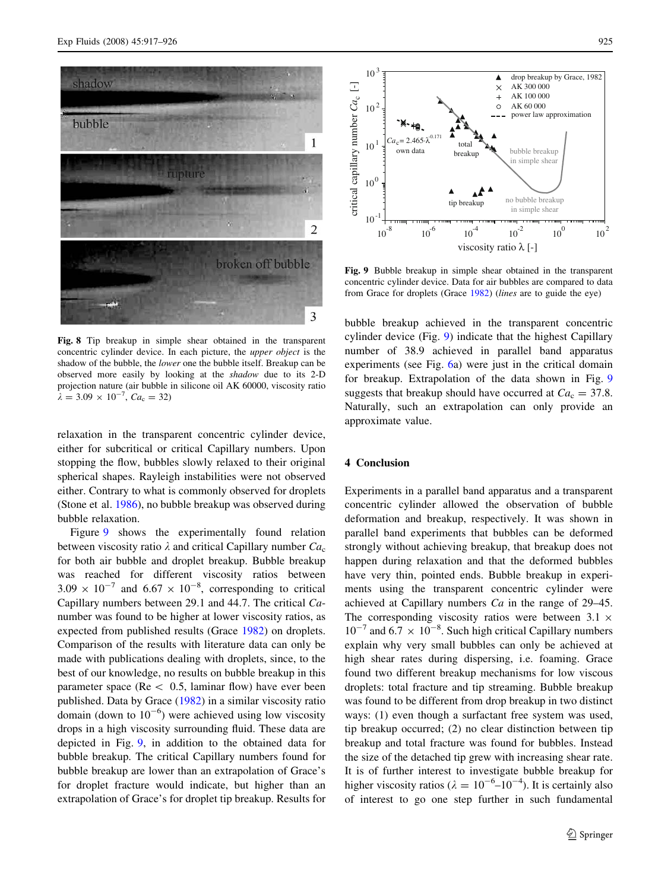**Fig. 8** Tip breakup in simple shear obtained in the transparent concentric cylinder device. In each picture, the *upper object* is the shadow of the bubble, the *lower* one the bubble itself. Breakup can be observed more easily by looking at the *shadow* due to its 2-D projection nature (air bubble in silicone oil AK 60000, viscosity ratio $\lambda = 3.09 \times 10^{-7}$, $Ca_c = 32$)

**Fig. 9** Bubble breakup in simple shear obtained in the transparent concentric cylinder device. Data for air bubbles are compared to data from Grace for droplets (Grace 1982) (*lines* are to guide the eye)

relaxation in the transparent concentric cylinder device, either for subcritical or critical Capillary numbers. Upon stopping the flow, bubbles slowly relaxed to their original spherical shapes. Rayleigh instabilities were not observed either. Contrary to what is commonly observed for droplets (Stone et al. 1986), no bubble breakup was observed during bubble relaxation.

Figure 9 shows the experimentally found relation between viscosity ratio $\lambda$ and critical Capillary number $Ca_c$ for both air bubble and droplet breakup. Bubble breakup was reached for different viscosity ratios between $3.09 \times 10^{-7}$ and $6.67 \times 10^{-8}$, corresponding to critical Capillary numbers between 29.1 and 44.7. The critical *Ca*-number was found to be higher at lower viscosity ratios, as expected from published results (Grace 1982) on droplets. Comparison of the results with literature data can only be made with publications dealing with droplets, since, to the best of our knowledge, no results on bubble breakup in this parameter space (Re $<$ 0.5, laminar flow) have ever been published. Data by Grace (1982) in a similar viscosity ratio domain (down to $10^{-6}$) were achieved using low viscosity drops in a high viscosity surrounding fluid. These data are depicted in Fig. 9, in addition to the obtained data for bubble breakup. The critical Capillary numbers found for bubble breakup are lower than an extrapolation of Grace's for droplet fracture would indicate, but higher than an extrapolation of Grace's for droplet tip breakup. Results for bubble breakup achieved in the transparent concentric cylinder device (Fig. 9) indicate that the highest Capillary number of 38.9 achieved in parallel band apparatus experiments (see Fig. 6a) were just in the critical domain for breakup. Extrapolation of the data shown in Fig. 9 suggests that breakup should have occurred at $Ca_c = 37.8$. Naturally, such an extrapolation can only provide an approximate value.

## 4 Conclusion

Experiments in a parallel band apparatus and a transparent concentric cylinder allowed the observation of bubble deformation and breakup, respectively. It was shown in parallel band experiments that bubbles can be deformed strongly without achieving breakup, that breakup does not happen during relaxation and that the deformed bubbles have very thin, pointed ends. Bubble breakup in experiments using the transparent concentric cylinder were achieved at Capillary numbers *Ca* in the range of 29–45. The corresponding viscosity ratios were between $3.1 \times 10^{-7}$ and $6.7 \times 10^{-8}$. Such high critical Capillary numbers explain why very small bubbles can only be achieved at high shear rates during dispersing, i.e. foaming. Grace found two different breakup mechanisms for low viscous droplets: total fracture and tip streaming. Bubble breakup was found to be different from drop breakup in two distinct ways: (1) even though a surfactant free system was used, tip breakup occurred; (2) no clear distinction between tip breakup and total fracture was found for bubbles. Instead the size of the detached tip grew with increasing shear rate. It is of further interest to investigate bubble breakup for higher viscosity ratios ($\lambda = 10^{-6}$–$10^{-4}$). It is certainly also of interest to go one step further in such fundamental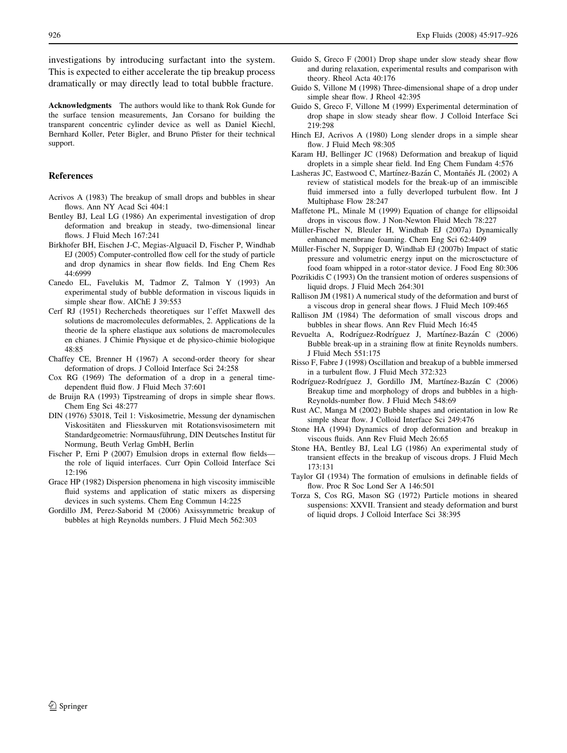investigations by introducing surfactant into the system. This is expected to either accelerate the tip breakup process dramatically or may directly lead to total bubble fracture.

**Acknowledgments** The authors would like to thank Rok Gunde for the surface tension measurements, Jan Corsano for building the transparent concentric cylinder device as well as Daniel Kiechl, Bernhard Koller, Peter Bigler, and Bruno Pfister for their technical support.

## References

Acrivos A (1983) The breakup of small drops and bubbles in shear flows. Ann NY Acad Sci 404:1

Bentley BJ, Leal LG (1986) An experimental investigation of drop deformation and breakup in steady, two-dimensional linear flows. J Fluid Mech 167:241

Birkhofer BH, Eischen J-C, Megias-Alguacil D, Fischer P, Windhab EJ (2005) Computer-controlled flow cell for the study of particle and drop dynamics in shear flow fields. Ind Eng Chem Res 44:6999

Canedo EL, Favelukis M, Tadmor Z, Talmon Y (1993) An experimental study of bubble deformation in viscous liquids in simple shear flow. AIChE J 39:553

Cerf RJ (1951) Recercheds theoretiques sur l'effet Maxwell des solutions de macromolecules deformables, 2. Applications de la theorie de la sphere elastique aux solutions de macromolecules en chianes. J Chimie Physique et de physico-chimie biologique 48:85

Chaffey CE, Brenner H (1967) A second-order theory for shear deformation of drops. J Colloid Interface Sci 24:258

Cox RG (1969) The deformation of a drop in a general time-dependent fluid flow. J Fluid Mech 37:601

de Bruijn RA (1993) Tipstreaming of drops in simple shear flows. Chem Eng Sci 48:277

DIN (1976) 53018, Teil 1: Viskosimetrie, Messung der dynamischen Viskositäten and Fliesskurven mit Rotationsvisosimetern mit Standardgeometrie: Normausführung, DIN Deutsches Institut für Normung, Beuth Verlag GmbH, Berlin

Fischer P, Erni P (2007) Emulsion drops in external flow fields—the role of liquid interfaces. Curr Opin Colloid Interface Sci 12:196

Grace HP (1982) Dispersion phenomena in high viscosity immiscible fluid systems and application of static mixers as dispersing devices in such systems. Chem Eng Commun 14:225

Gordillo JM, Perez-Saborid M (2006) Axissymmetric breakup of bubbles at high Reynolds numbers. J Fluid Mech 562:303

Guido S, Greco F (2001) Drop shape under slow steady shear flow and during relaxation, experimental results and comparison with theory. Rheol Acta 40:176

Guido S, Villone M (1998) Three-dimensional shape of a drop under simple shear flow. J Rheol 42:395

Guido S, Greco F, Villone M (1999) Experimental determination of drop shape in slow steady shear flow. J Colloid Interface Sci 219:298

Hinch EJ, Acrivos A (1980) Long slender drops in a simple shear flow. J Fluid Mech 98:305

Karam HJ, Bellinger JC (1968) Deformation and breakup of liquid droplets in a simple shear field. Ind Eng Chem Fundam 4:576

Lasheras JC, Eastwood C, Martínez-Bazán C, Montañés JL (2002) A review of statistical models for the break-up of an immiscible fluid immersed into a fully deverloped turbulent flow. Int J Multiphase Flow 28:247

Maffetone PL, Minale M (1999) Equation of change for ellipsoidal drops in viscous flow. J Non-Newton Fluid Mech 78:227

Müller-Fischer N, Bleuler H, Windhab EJ (2007a) Dynamically enhanced membrane foaming. Chem Eng Sci 62:4409

Müller-Fischer N, Suppiger D, Windhab EJ (2007b) Impact of static pressure and volumetric energy input on the microsctucture of food foam whipped in a rotor-stator device. J Food Eng 80:306

Pozrikidis C (1993) On the transient motion of orderes suspensions of liquid drops. J Fluid Mech 264:301

Rallison JM (1981) A numerical study of the deformation and burst of a viscous drop in general shear flows. J Fluid Mech 109:465

Rallison JM (1984) The deformation of small viscous drops and bubbles in shear flows. Ann Rev Fluid Mech 16:45

Revuelta A, Rodríguez-Rodríguez J, Martínez-Bazán C (2006) Bubble break-up in a straining flow at finite Reynolds numbers. J Fluid Mech 551:175

Risso F, Fabre J (1998) Oscillation and breakup of a bubble immersed in a turbulent flow. J Fluid Mech 372:323

Rodríguez-Rodríguez J, Gordillo JM, Martínez-Bazán C (2006) Breakup time and morphology of drops and bubbles in a high-Reynolds-number flow. J Fluid Mech 548:69

Rust AC, Manga M (2002) Bubble shapes and orientation in low Re simple shear flow. J Colloid Interface Sci 249:476

Stone HA (1994) Dynamics of drop deformation and breakup in viscous fluids. Ann Rev Fluid Mech 26:65

Stone HA, Bentley BJ, Leal LG (1986) An experimental study of transient effects in the breakup of viscous drops. J Fluid Mech 173:131

Taylor GI (1934) The formation of emulsions in definable fields of flow. Proc R Soc Lond Ser A 146:501

Torza S, Cos RG, Mason SG (1972) Particle motions in sheared suspensions: XXVII. Transient and steady deformation and burst of liquid drops. J Colloid Interface Sci 38:395